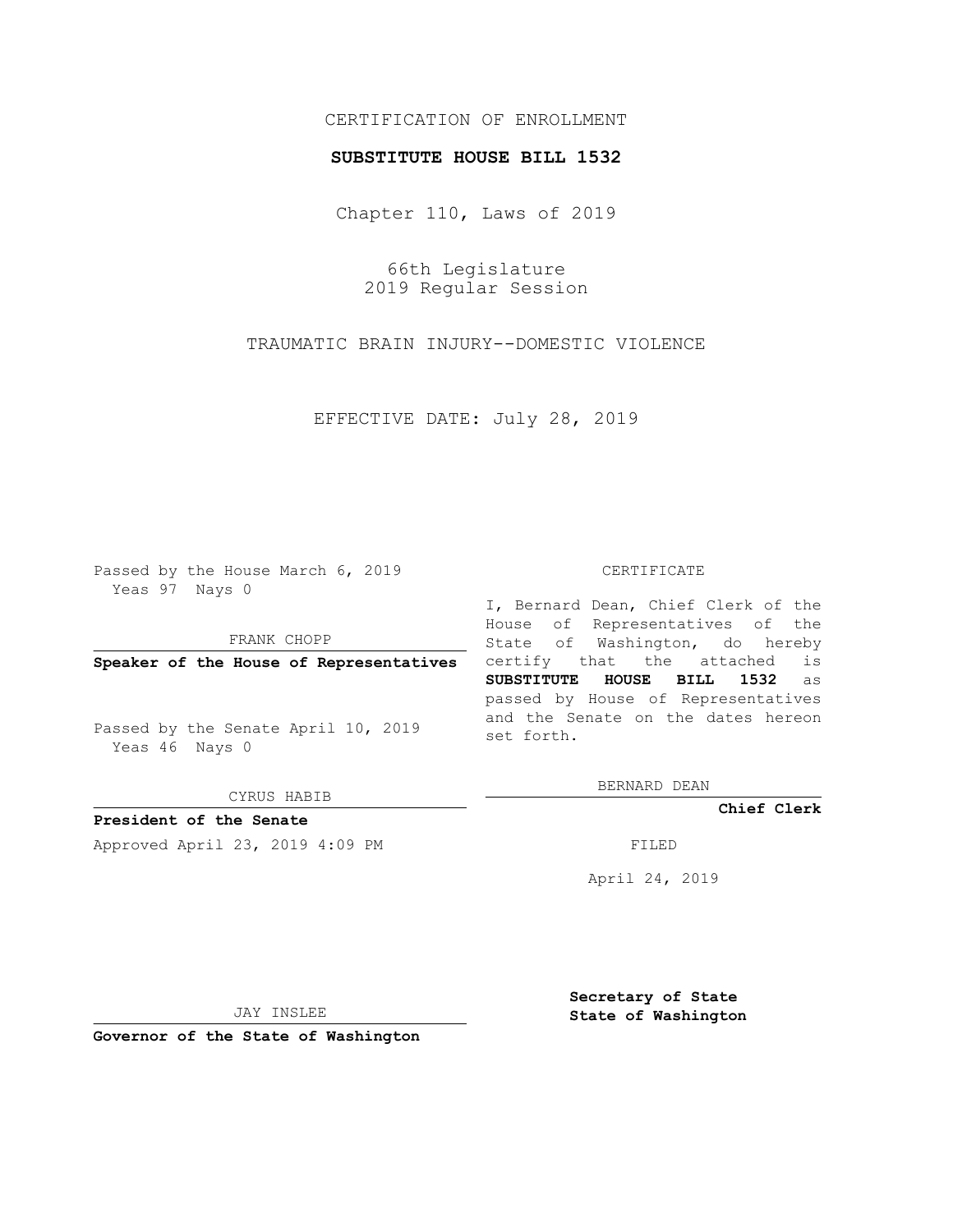CERTIFICATION OF ENROLLMENT

**SUBSTITUTE HOUSE BILL 1532**

Chapter 110, Laws of 2019

66th Legislature
2019 Regular Session

TRAUMATIC BRAIN INJURY--DOMESTIC VIOLENCE

EFFECTIVE DATE: July 28, 2019

Passed by the House March 6, 2019
Yeas 97 Nays 0

FRANK CHOPP

**Speaker of the House of Representatives**

Passed by the Senate April 10, 2019
Yeas 46 Nays 0

CYRUS HABIB

**President of the Senate**

Approved April 23, 2019 4:09 PM

JAY INSLEE

**Governor of the State of Washington**

CERTIFICATE

I, Bernard Dean, Chief Clerk of the House of Representatives of the State of Washington, do hereby certify that the attached is **SUBSTITUTE HOUSE BILL 1532** as passed by House of Representatives and the Senate on the dates hereon set forth.

BERNARD DEAN

**Chief Clerk**

FILED

April 24, 2019

**Secretary of State**
**State of Washington**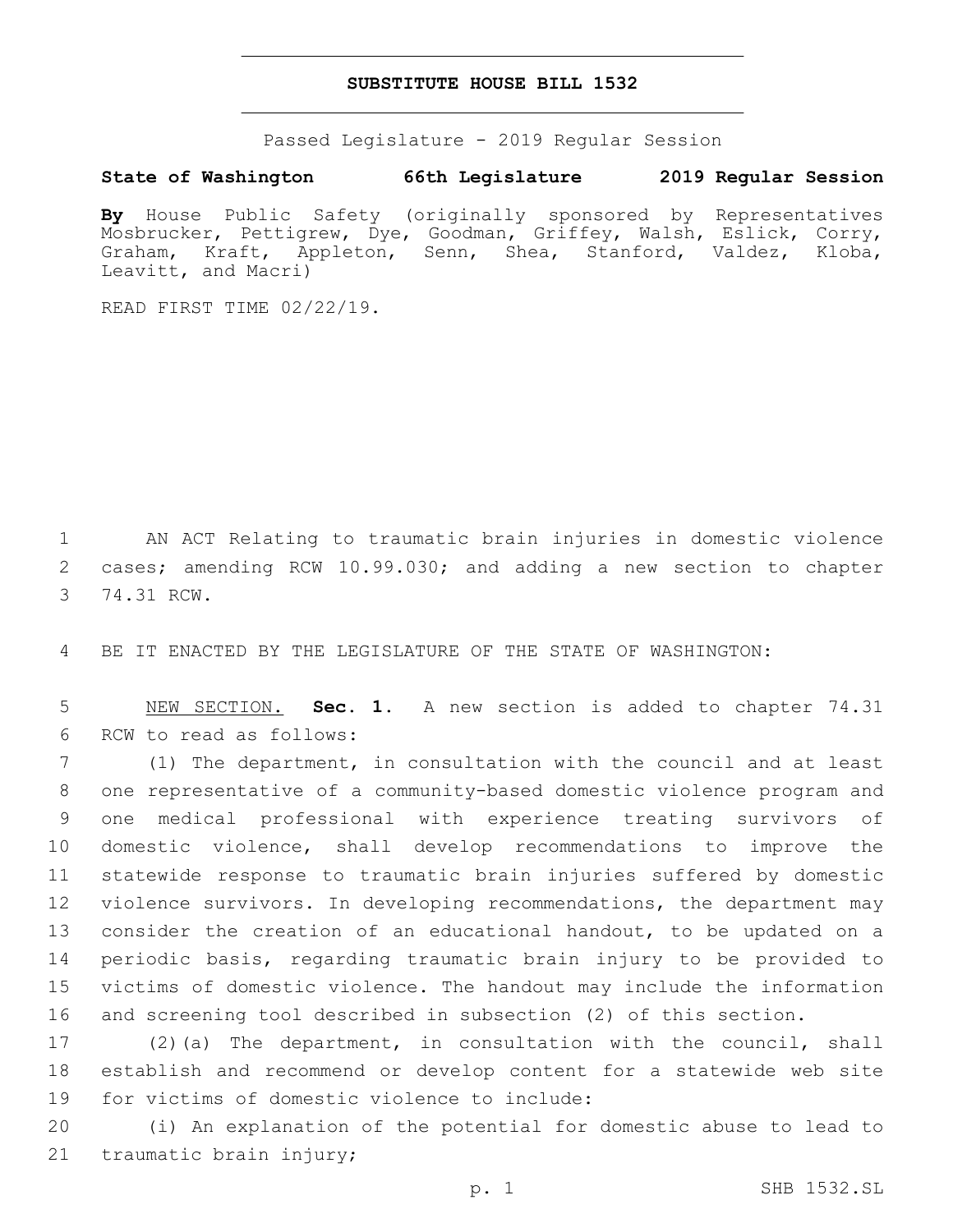# SUBSTITUTE HOUSE BILL 1532

Passed Legislature - 2019 Regular Session

**State of Washington 66th Legislature 2019 Regular Session**

**By** House Public Safety (originally sponsored by Representatives Mosbrucker, Pettigrew, Dye, Goodman, Griffey, Walsh, Eslick, Corry, Graham, Kraft, Appleton, Senn, Shea, Stanford, Valdez, Kloba, Leavitt, and Macri)

READ FIRST TIME 02/22/19.

1 AN ACT Relating to traumatic brain injuries in domestic violence
2 cases; amending RCW 10.99.030; and adding a new section to chapter
3 74.31 RCW.

4 BE IT ENACTED BY THE LEGISLATURE OF THE STATE OF WASHINGTON:

5 NEW SECTION. **Sec. 1.** A new section is added to chapter 74.31
6 RCW to read as follows:

7 (1) The department, in consultation with the council and at least
8 one representative of a community-based domestic violence program and
9 one medical professional with experience treating survivors of
10 domestic violence, shall develop recommendations to improve the
11 statewide response to traumatic brain injuries suffered by domestic
12 violence survivors. In developing recommendations, the department may
13 consider the creation of an educational handout, to be updated on a
14 periodic basis, regarding traumatic brain injury to be provided to
15 victims of domestic violence. The handout may include the information
16 and screening tool described in subsection (2) of this section.

17 (2)(a) The department, in consultation with the council, shall
18 establish and recommend or develop content for a statewide web site
19 for victims of domestic violence to include:

20 (i) An explanation of the potential for domestic abuse to lead to
21 traumatic brain injury;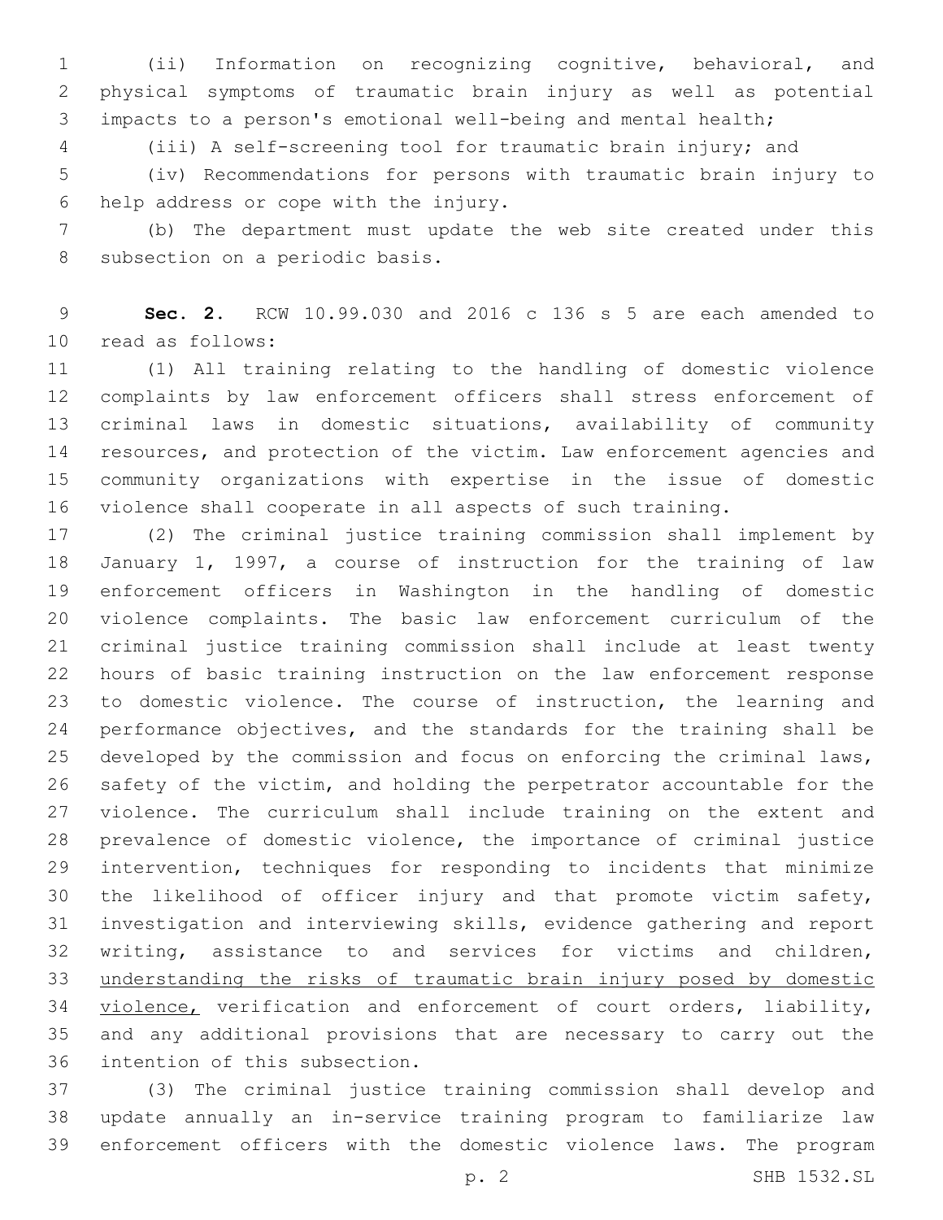(ii) Information on recognizing cognitive, behavioral, and physical symptoms of traumatic brain injury as well as potential impacts to a person's emotional well-being and mental health;

(iii) A self-screening tool for traumatic brain injury; and

(iv) Recommendations for persons with traumatic brain injury to help address or cope with the injury.

(b) The department must update the web site created under this subsection on a periodic basis.

**Sec. 2.** RCW 10.99.030 and 2016 c 136 s 5 are each amended to read as follows:

(1) All training relating to the handling of domestic violence complaints by law enforcement officers shall stress enforcement of criminal laws in domestic situations, availability of community resources, and protection of the victim. Law enforcement agencies and community organizations with expertise in the issue of domestic violence shall cooperate in all aspects of such training.

(2) The criminal justice training commission shall implement by January 1, 1997, a course of instruction for the training of law enforcement officers in Washington in the handling of domestic violence complaints. The basic law enforcement curriculum of the criminal justice training commission shall include at least twenty hours of basic training instruction on the law enforcement response to domestic violence. The course of instruction, the learning and performance objectives, and the standards for the training shall be developed by the commission and focus on enforcing the criminal laws, safety of the victim, and holding the perpetrator accountable for the violence. The curriculum shall include training on the extent and prevalence of domestic violence, the importance of criminal justice intervention, techniques for responding to incidents that minimize the likelihood of officer injury and that promote victim safety, investigation and interviewing skills, evidence gathering and report writing, assistance to and services for victims and children, <u>understanding the risks of traumatic brain injury posed by domestic violence,</u> verification and enforcement of court orders, liability, and any additional provisions that are necessary to carry out the intention of this subsection.

(3) The criminal justice training commission shall develop and update annually an in-service training program to familiarize law enforcement officers with the domestic violence laws. The program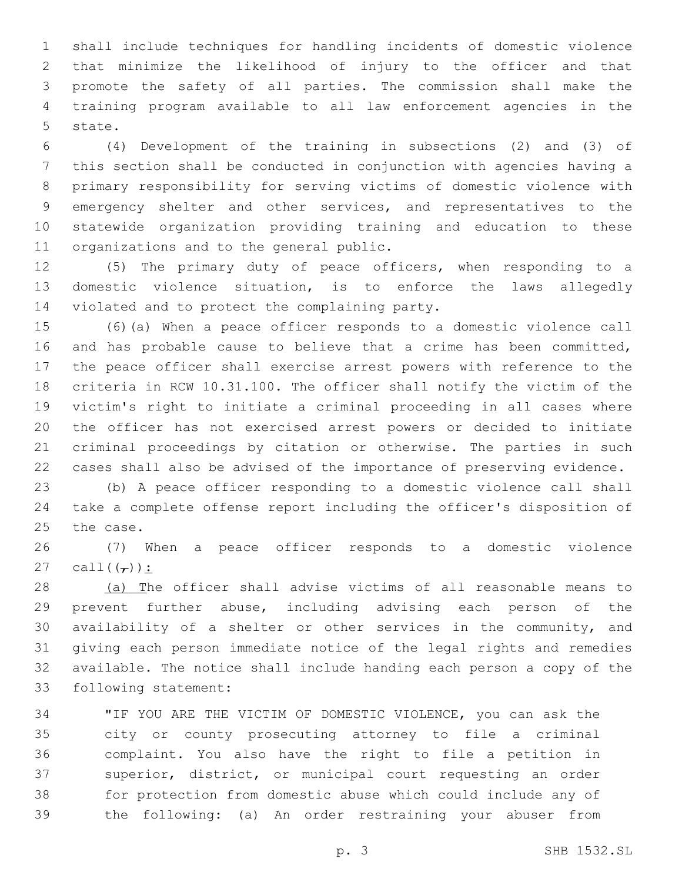shall include techniques for handling incidents of domestic violence that minimize the likelihood of injury to the officer and that promote the safety of all parties. The commission shall make the training program available to all law enforcement agencies in the state.

(4) Development of the training in subsections (2) and (3) of this section shall be conducted in conjunction with agencies having a primary responsibility for serving victims of domestic violence with emergency shelter and other services, and representatives to the statewide organization providing training and education to these organizations and to the general public.

(5) The primary duty of peace officers, when responding to a domestic violence situation, is to enforce the laws allegedly violated and to protect the complaining party.

(6)(a) When a peace officer responds to a domestic violence call and has probable cause to believe that a crime has been committed, the peace officer shall exercise arrest powers with reference to the criteria in RCW 10.31.100. The officer shall notify the victim of the victim's right to initiate a criminal proceeding in all cases where the officer has not exercised arrest powers or decided to initiate criminal proceedings by citation or otherwise. The parties in such cases shall also be advised of the importance of preserving evidence.

(b) A peace officer responding to a domestic violence call shall take a complete offense report including the officer's disposition of the case.

(7) When a peace officer responds to a domestic violence call((~~,~~)):

(a) The officer shall advise victims of all reasonable means to prevent further abuse, including advising each person of the availability of a shelter or other services in the community, and giving each person immediate notice of the legal rights and remedies available. The notice shall include handing each person a copy of the following statement:

"IF YOU ARE THE VICTIM OF DOMESTIC VIOLENCE, you can ask the city or county prosecuting attorney to file a criminal complaint. You also have the right to file a petition in superior, district, or municipal court requesting an order for protection from domestic abuse which could include any of the following: (a) An order restraining your abuser from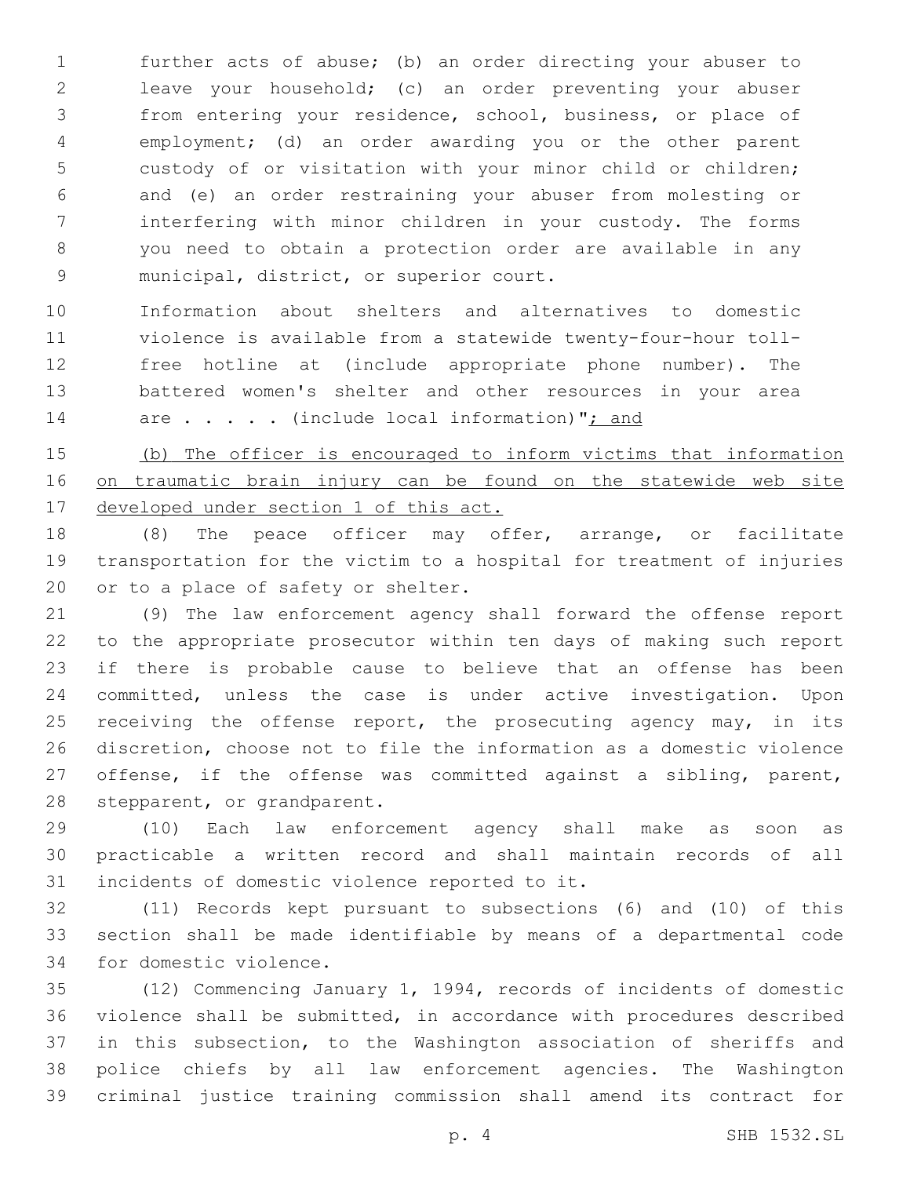further acts of abuse; (b) an order directing your abuser to leave your household; (c) an order preventing your abuser from entering your residence, school, business, or place of employment; (d) an order awarding you or the other parent custody of or visitation with your minor child or children; and (e) an order restraining your abuser from molesting or interfering with minor children in your custody. The forms you need to obtain a protection order are available in any municipal, district, or superior court.

Information about shelters and alternatives to domestic violence is available from a statewide twenty-four-hour toll-free hotline at (include appropriate phone number). The battered women's shelter and other resources in your area are . . . . . (include local information)"; and

(b) The officer is encouraged to inform victims that information on traumatic brain injury can be found on the statewide web site developed under section 1 of this act.

(8) The peace officer may offer, arrange, or facilitate transportation for the victim to a hospital for treatment of injuries or to a place of safety or shelter.

(9) The law enforcement agency shall forward the offense report to the appropriate prosecutor within ten days of making such report if there is probable cause to believe that an offense has been committed, unless the case is under active investigation. Upon receiving the offense report, the prosecuting agency may, in its discretion, choose not to file the information as a domestic violence offense, if the offense was committed against a sibling, parent, stepparent, or grandparent.

(10) Each law enforcement agency shall make as soon as practicable a written record and shall maintain records of all incidents of domestic violence reported to it.

(11) Records kept pursuant to subsections (6) and (10) of this section shall be made identifiable by means of a departmental code for domestic violence.

(12) Commencing January 1, 1994, records of incidents of domestic violence shall be submitted, in accordance with procedures described in this subsection, to the Washington association of sheriffs and police chiefs by all law enforcement agencies. The Washington criminal justice training commission shall amend its contract for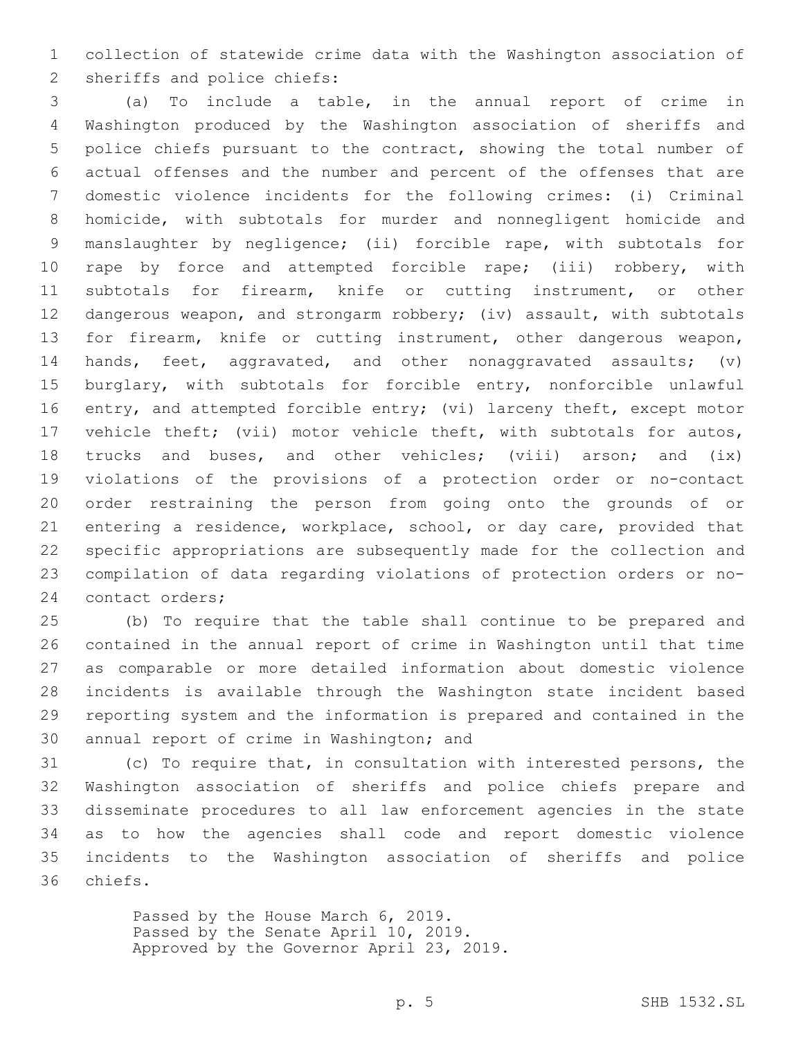collection of statewide crime data with the Washington association of sheriffs and police chiefs:

(a) To include a table, in the annual report of crime in Washington produced by the Washington association of sheriffs and police chiefs pursuant to the contract, showing the total number of actual offenses and the number and percent of the offenses that are domestic violence incidents for the following crimes: (i) Criminal homicide, with subtotals for murder and nonnegligent homicide and manslaughter by negligence; (ii) forcible rape, with subtotals for rape by force and attempted forcible rape; (iii) robbery, with subtotals for firearm, knife or cutting instrument, or other dangerous weapon, and strongarm robbery; (iv) assault, with subtotals for firearm, knife or cutting instrument, other dangerous weapon, hands, feet, aggravated, and other nonaggravated assaults; (v) burglary, with subtotals for forcible entry, nonforcible unlawful entry, and attempted forcible entry; (vi) larceny theft, except motor vehicle theft; (vii) motor vehicle theft, with subtotals for autos, trucks and buses, and other vehicles; (viii) arson; and (ix) violations of the provisions of a protection order or no-contact order restraining the person from going onto the grounds of or entering a residence, workplace, school, or day care, provided that specific appropriations are subsequently made for the collection and compilation of data regarding violations of protection orders or no-contact orders;

(b) To require that the table shall continue to be prepared and contained in the annual report of crime in Washington until that time as comparable or more detailed information about domestic violence incidents is available through the Washington state incident based reporting system and the information is prepared and contained in the annual report of crime in Washington; and

(c) To require that, in consultation with interested persons, the Washington association of sheriffs and police chiefs prepare and disseminate procedures to all law enforcement agencies in the state as to how the agencies shall code and report domestic violence incidents to the Washington association of sheriffs and police chiefs.

Passed by the House March 6, 2019.
Passed by the Senate April 10, 2019.
Approved by the Governor April 23, 2019.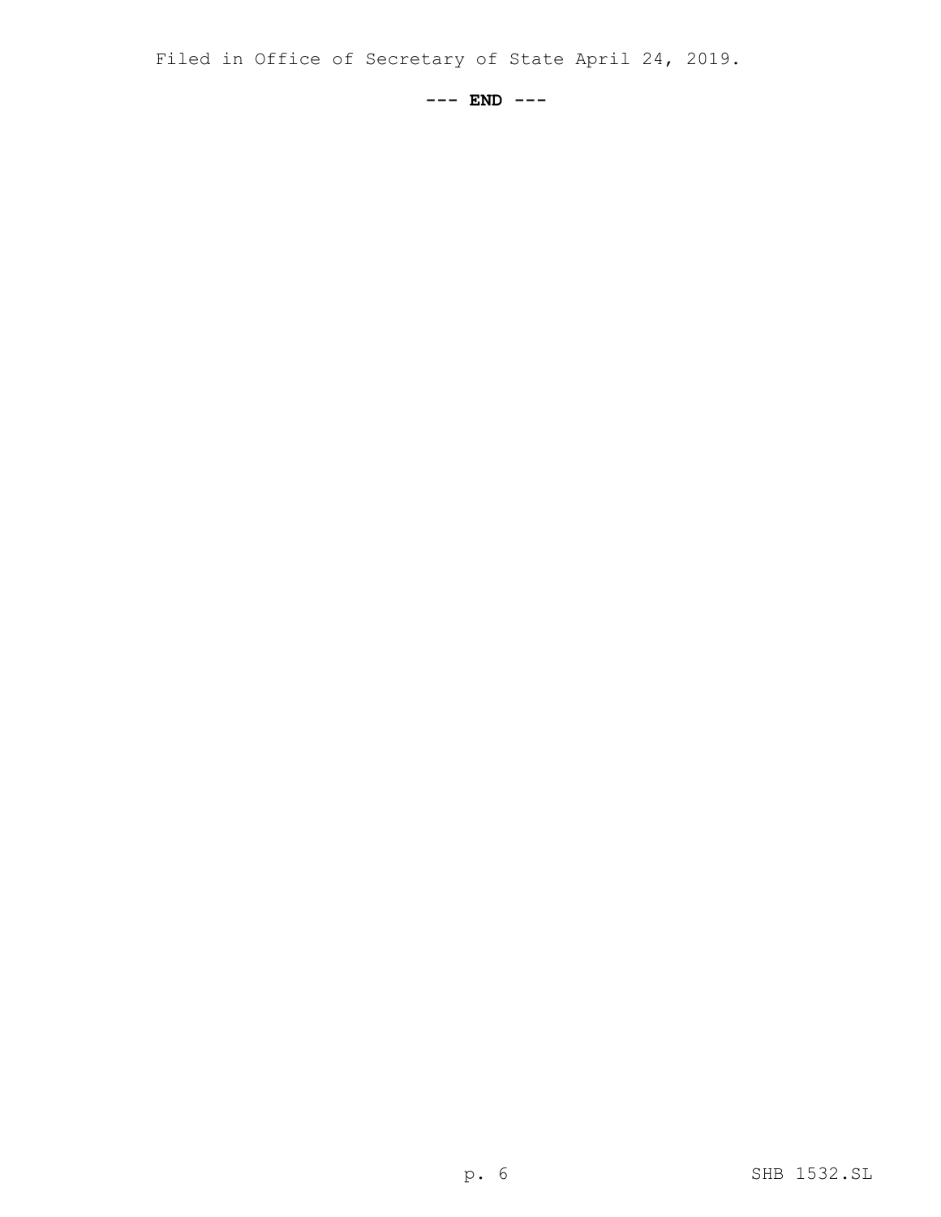Filed in Office of Secretary of State April 24, 2019.

**--- END ---**